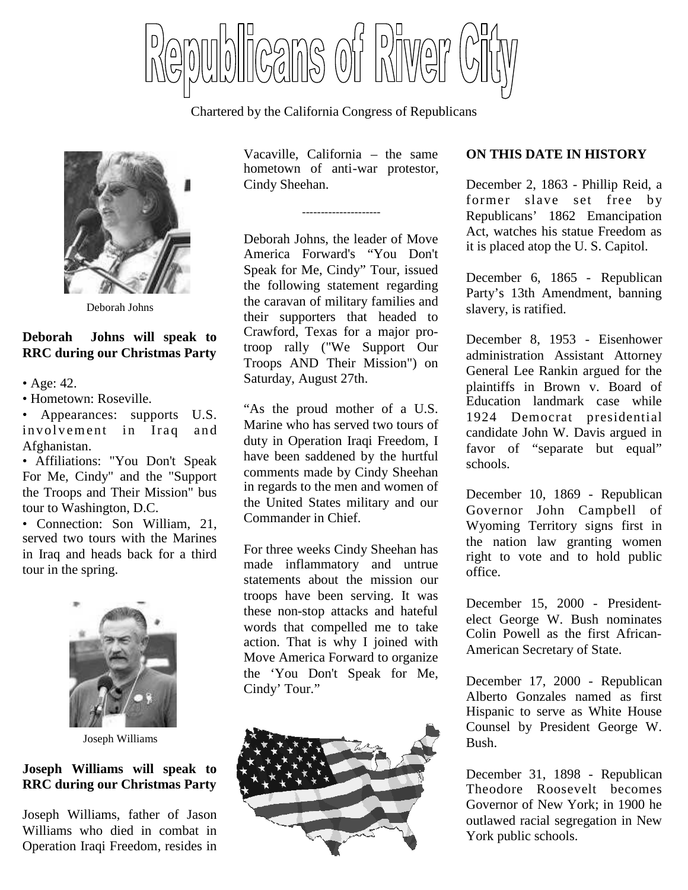# Republicans of River City

Chartered by the California Congress of Republicans

Deborah Johns

**Deborah Johns will speak to RRC during our Christmas Party**

- Age: 42.
- Hometown: Roseville.
- Appearances: supports U.S. involvement in Iraq and Afghanistan.
- Affiliations: "You Don't Speak For Me, Cindy" and the "Support the Troops and Their Mission" bus tour to Washington, D.C.
- Connection: Son William, 21, served two tours with the Marines in Iraq and heads back for a third tour in the spring.

Joseph Williams

**Joseph Williams will speak to RRC during our Christmas Party**

Joseph Williams, father of Jason Williams who died in combat in Operation Iraqi Freedom, resides in Vacaville, California – the same hometown of anti-war protestor, Cindy Sheehan.

---------------------

Deborah Johns, the leader of Move America Forward's "You Don't Speak for Me, Cindy" Tour, issued the following statement regarding the caravan of military families and their supporters that headed to Crawford, Texas for a major pro-troop rally ("We Support Our Troops AND Their Mission") on Saturday, August 27th.

"As the proud mother of a U.S. Marine who has served two tours of duty in Operation Iraqi Freedom, I have been saddened by the hurtful comments made by Cindy Sheehan in regards to the men and women of the United States military and our Commander in Chief.

For three weeks Cindy Sheehan has made inflammatory and untrue statements about the mission our troops have been serving. It was these non-stop attacks and hateful words that compelled me to take action. That is why I joined with Move America Forward to organize the 'You Don't Speak for Me, Cindy' Tour."

**ON THIS DATE IN HISTORY**

December 2, 1863 - Phillip Reid, a former slave set free by Republicans' 1862 Emancipation Act, watches his statue Freedom as it is placed atop the U. S. Capitol.

December 6, 1865 - Republican Party's 13th Amendment, banning slavery, is ratified.

December 8, 1953 - Eisenhower administration Assistant Attorney General Lee Rankin argued for the plaintiffs in Brown v. Board of Education landmark case while 1924 Democrat presidential candidate John W. Davis argued in favor of "separate but equal" schools.

December 10, 1869 - Republican Governor John Campbell of Wyoming Territory signs first in the nation law granting women right to vote and to hold public office.

December 15, 2000 - President-elect George W. Bush nominates Colin Powell as the first African-American Secretary of State.

December 17, 2000 - Republican Alberto Gonzales named as first Hispanic to serve as White House Counsel by President George W. Bush.

December 31, 1898 - Republican Theodore Roosevelt becomes Governor of New York; in 1900 he outlawed racial segregation in New York public schools.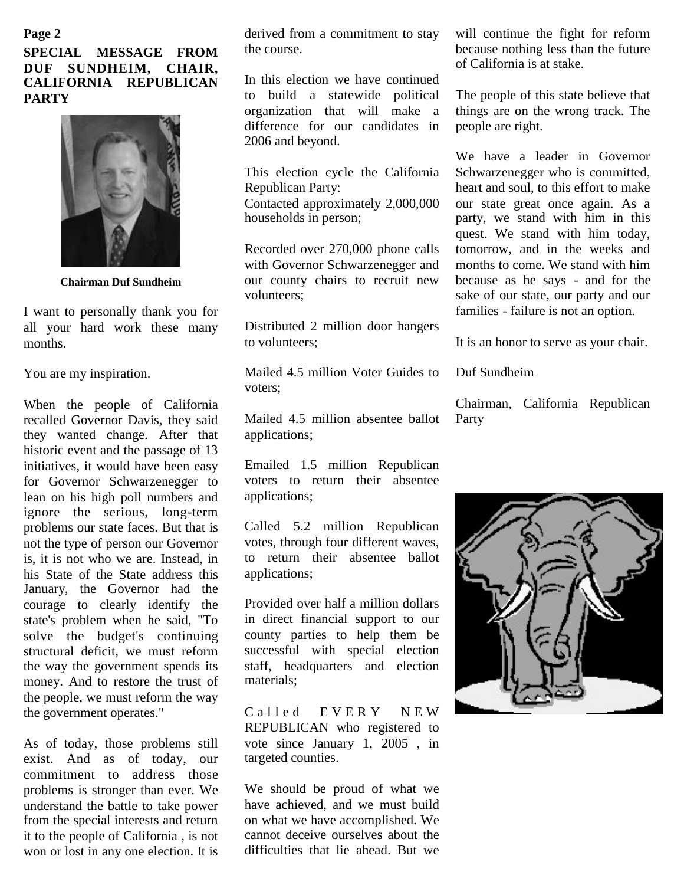## SPECIAL MESSAGE FROM DUF SUNDHEIM, CHAIR, CALIFORNIA REPUBLICAN PARTY

**Chairman Duf Sundheim**

I want to personally thank you for all your hard work these many months.

You are my inspiration.

When the people of California recalled Governor Davis, they said they wanted change. After that historic event and the passage of 13 initiatives, it would have been easy for Governor Schwarzenegger to lean on his high poll numbers and ignore the serious, long-term problems our state faces. But that is not the type of person our Governor is, it is not who we are. Instead, in his State of the State address this January, the Governor had the courage to clearly identify the state's problem when he said, "To solve the budget's continuing structural deficit, we must reform the way the government spends its money. And to restore the trust of the people, we must reform the way the government operates."

As of today, those problems still exist. And as of today, our commitment to address those problems is stronger than ever. We understand the battle to take power from the special interests and return it to the people of California , is not won or lost in any one election. It is derived from a commitment to stay the course.

In this election we have continued to build a statewide political organization that will make a difference for our candidates in 2006 and beyond.

This election cycle the California Republican Party:

Contacted approximately 2,000,000 households in person;

Recorded over 270,000 phone calls with Governor Schwarzenegger and our county chairs to recruit new volunteers;

Distributed 2 million door hangers to volunteers;

Mailed 4.5 million Voter Guides to voters;

Mailed 4.5 million absentee ballot applications;

Emailed 1.5 million Republican voters to return their absentee applications;

Called 5.2 million Republican votes, through four different waves, to return their absentee ballot applications;

Provided over half a million dollars in direct financial support to our county parties to help them be successful with special election staff, headquarters and election materials;

Called EVERY NEW REPUBLICAN who registered to vote since January 1, 2005 , in targeted counties.

We should be proud of what we have achieved, and we must build on what we have accomplished. We cannot deceive ourselves about the difficulties that lie ahead. But we will continue the fight for reform because nothing less than the future of California is at stake.

The people of this state believe that things are on the wrong track. The people are right.

We have a leader in Governor Schwarzenegger who is committed, heart and soul, to this effort to make our state great once again. As a party, we stand with him in this quest. We stand with him today, tomorrow, and in the weeks and months to come. We stand with him because as he says - and for the sake of our state, our party and our families - failure is not an option.

It is an honor to serve as your chair.

Duf Sundheim

Chairman, California Republican Party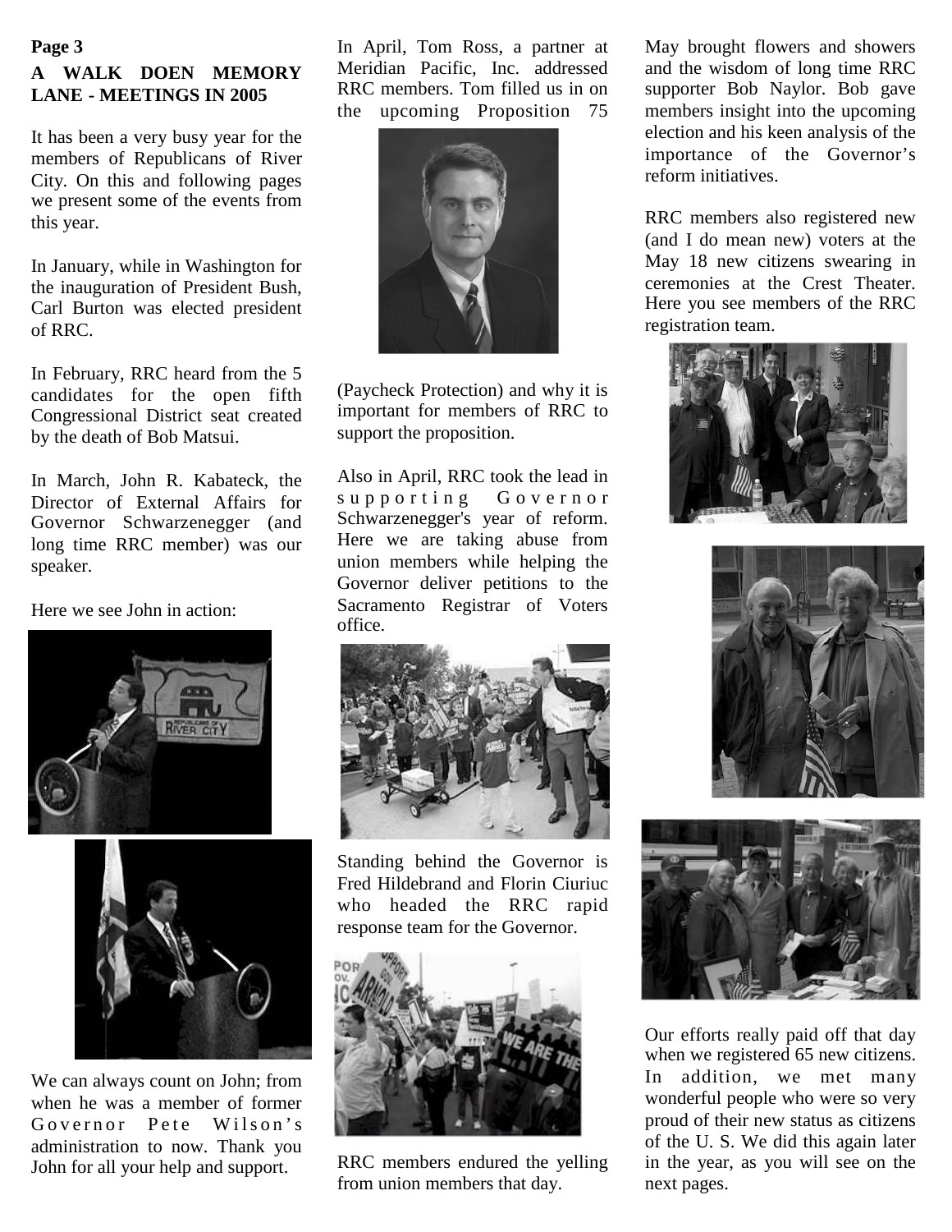## A WALK DOEN MEMORY LANE - MEETINGS IN 2005

It has been a very busy year for the members of Republicans of River City. On this and following pages we present some of the events from this year.

In January, while in Washington for the inauguration of President Bush, Carl Burton was elected president of RRC.

In February, RRC heard from the 5 candidates for the open fifth Congressional District seat created by the death of Bob Matsui.

In March, John R. Kabateck, the Director of External Affairs for Governor Schwarzenegger (and long time RRC member) was our speaker.

Here we see John in action:

We can always count on John; from when he was a member of former Governor Pete Wilson's administration to now. Thank you John for all your help and support.

In April, Tom Ross, a partner at Meridian Pacific, Inc. addressed RRC members. Tom filled us in on the upcoming Proposition 75 (Paycheck Protection) and why it is important for members of RRC to support the proposition.

Also in April, RRC took the lead in supporting Governor Schwarzenegger's year of reform. Here we are taking abuse from union members while helping the Governor deliver petitions to the Sacramento Registrar of Voters office.

Standing behind the Governor is Fred Hildebrand and Florin Ciuriuc who headed the RRC rapid response team for the Governor.

RRC members endured the yelling from union members that day.

May brought flowers and showers and the wisdom of long time RRC supporter Bob Naylor. Bob gave members insight into the upcoming election and his keen analysis of the importance of the Governor's reform initiatives.

RRC members also registered new (and I do mean new) voters at the May 18 new citizens swearing in ceremonies at the Crest Theater. Here you see members of the RRC registration team.

Our efforts really paid off that day when we registered 65 new citizens. In addition, we met many wonderful people who were so very proud of their new status as citizens of the U. S. We did this again later in the year, as you will see on the next pages.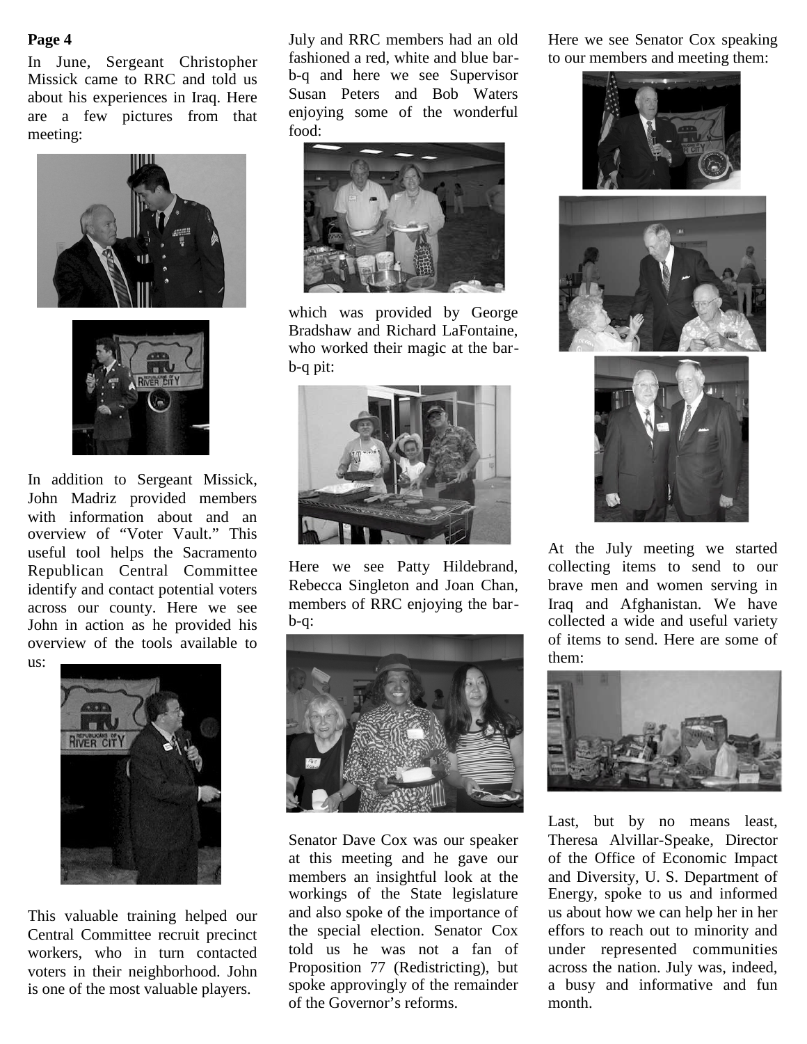**Page 4**

In June, Sergeant Christopher Missick came to RRC and told us about his experiences in Iraq. Here are a few pictures from that meeting:

In addition to Sergeant Missick, John Madriz provided members with information about and an overview of "Voter Vault." This useful tool helps the Sacramento Republican Central Committee identify and contact potential voters across our county. Here we see John in action as he provided his overview of the tools available to us:

This valuable training helped our Central Committee recruit precinct workers, who in turn contacted voters in their neighborhood. John is one of the most valuable players.

July and RRC members had an old fashioned a red, white and blue bar-b-q and here we see Supervisor Susan Peters and Bob Waters enjoying some of the wonderful food:

which was provided by George Bradshaw and Richard LaFontaine, who worked their magic at the bar-b-q pit:

Here we see Patty Hildebrand, Rebecca Singleton and Joan Chan, members of RRC enjoying the bar-b-q:

Senator Dave Cox was our speaker at this meeting and he gave our members an insightful look at the workings of the State legislature and also spoke of the importance of the special election. Senator Cox told us he was not a fan of Proposition 77 (Redistricting), but spoke approvingly of the remainder of the Governor's reforms.

Here we see Senator Cox speaking to our members and meeting them:

At the July meeting we started collecting items to send to our brave men and women serving in Iraq and Afghanistan. We have collected a wide and useful variety of items to send. Here are some of them:

Last, but by no means least, Theresa Alvillar-Speake, Director of the Office of Economic Impact and Diversity, U. S. Department of Energy, spoke to us and informed us about how we can help her in her effors to reach out to minority and under represented communities across the nation. July was, indeed, a busy and informative and fun month.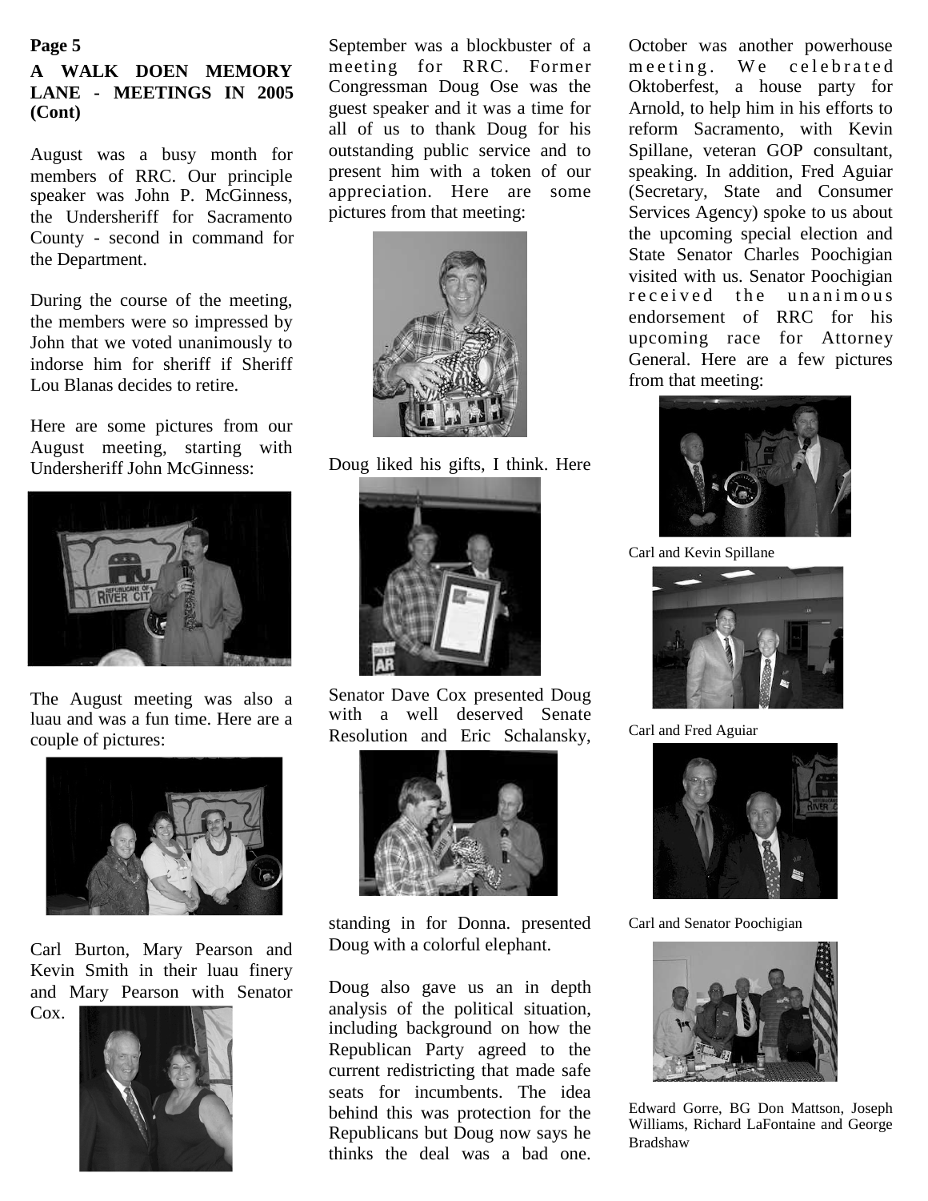### A WALK DOEN MEMORY LANE - MEETINGS IN 2005 (Cont)

August was a busy month for members of RRC. Our principle speaker was John P. McGinness, the Undersheriff for Sacramento County - second in command for the Department.

During the course of the meeting, the members were so impressed by John that we voted unanimously to indorse him for sheriff if Sheriff Lou Blanas decides to retire.

Here are some pictures from our August meeting, starting with Undersheriff John McGinness:

The August meeting was also a luau and was a fun time. Here are a couple of pictures:

Carl Burton, Mary Pearson and Kevin Smith in their luau finery and Mary Pearson with Senator Cox.

September was a blockbuster of a meeting for RRC. Former Congressman Doug Ose was the guest speaker and it was a time for all of us to thank Doug for his outstanding public service and to present him with a token of our appreciation. Here are some pictures from that meeting:

Doug liked his gifts, I think. Here

Senator Dave Cox presented Doug with a well deserved Senate Resolution and Eric Schalansky,

standing in for Donna. presented Doug with a colorful elephant.

Doug also gave us an in depth analysis of the political situation, including background on how the Republican Party agreed to the current redistricting that made safe seats for incumbents. The idea behind this was protection for the Republicans but Doug now says he thinks the deal was a bad one.

October was another powerhouse meeting. We celebrated Oktoberfest, a house party for Arnold, to help him in his efforts to reform Sacramento, with Kevin Spillane, veteran GOP consultant, speaking. In addition, Fred Aguiar (Secretary, State and Consumer Services Agency) spoke to us about the upcoming special election and State Senator Charles Poochigian visited with us. Senator Poochigian received the unanimous endorsement of RRC for his upcoming race for Attorney General. Here are a few pictures from that meeting:

Carl and Kevin Spillane

Carl and Fred Aguiar

Carl and Senator Poochigian

Edward Gorre, BG Don Mattson, Joseph Williams, Richard LaFontaine and George Bradshaw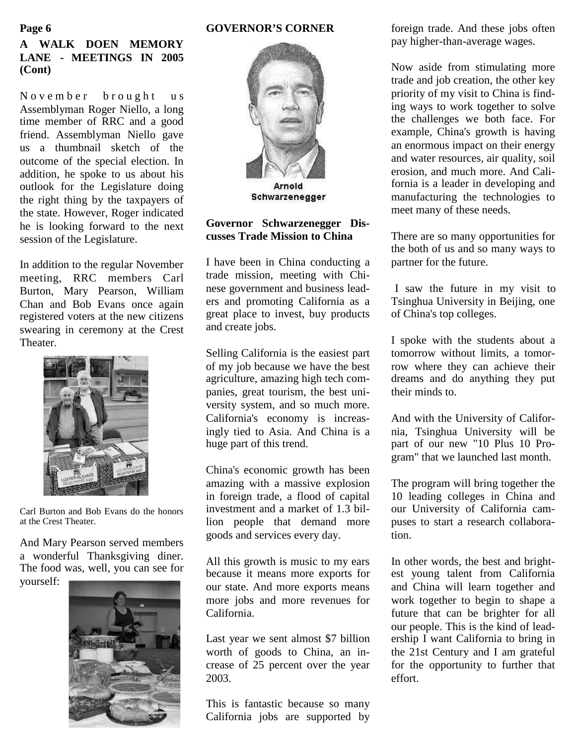## A WALK DOEN MEMORY LANE - MEETINGS IN 2005 (Cont)

November brought us Assemblyman Roger Niello, a long time member of RRC and a good friend. Assemblyman Niello gave us a thumbnail sketch of the outcome of the special election. In addition, he spoke to us about his outlook for the Legislature doing the right thing by the taxpayers of the state. However, Roger indicated he is looking forward to the next session of the Legislature.

In addition to the regular November meeting, RRC members Carl Burton, Mary Pearson, William Chan and Bob Evans once again registered voters at the new citizens swearing in ceremony at the Crest Theater.

Carl Burton and Bob Evans do the honors at the Crest Theater.

And Mary Pearson served members a wonderful Thanksgiving diner. The food was, well, you can see for yourself:

## GOVERNOR'S CORNER

Arnold Schwarzenegger

### Governor Schwarzenegger Discusses Trade Mission to China

I have been in China conducting a trade mission, meeting with Chinese government and business leaders and promoting California as a great place to invest, buy products and create jobs.

Selling California is the easiest part of my job because we have the best agriculture, amazing high tech companies, great tourism, the best university system, and so much more. California's economy is increasingly tied to Asia. And China is a huge part of this trend.

China's economic growth has been amazing with a massive explosion in foreign trade, a flood of capital investment and a market of 1.3 billion people that demand more goods and services every day.

All this growth is music to my ears because it means more exports for our state. And more exports means more jobs and more revenues for California.

Last year we sent almost $7 billion worth of goods to China, an increase of 25 percent over the year 2003.

This is fantastic because so many California jobs are supported by foreign trade. And these jobs often pay higher-than-average wages.

Now aside from stimulating more trade and job creation, the other key priority of my visit to China is finding ways to work together to solve the challenges we both face. For example, China's growth is having an enormous impact on their energy and water resources, air quality, soil erosion, and much more. And California is a leader in developing and manufacturing the technologies to meet many of these needs.

There are so many opportunities for the both of us and so many ways to partner for the future.

I saw the future in my visit to Tsinghua University in Beijing, one of China's top colleges.

I spoke with the students about a tomorrow without limits, a tomorrow where they can achieve their dreams and do anything they put their minds to.

And with the University of California, Tsinghua University will be part of our new "10 Plus 10 Program" that we launched last month.

The program will bring together the 10 leading colleges in China and our University of California campuses to start a research collaboration.

In other words, the best and brightest young talent from California and China will learn together and work together to begin to shape a future that can be brighter for all our people. This is the kind of leadership I want California to bring in the 21st Century and I am grateful for the opportunity to further that effort.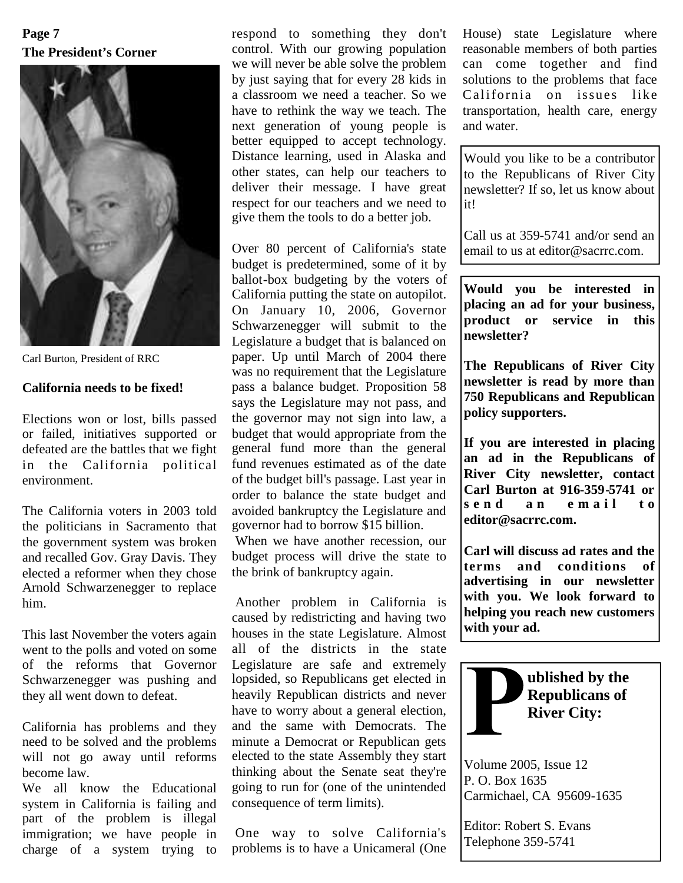## The President's Corner

Carl Burton, President of RRC

### California needs to be fixed!

Elections won or lost, bills passed or failed, initiatives supported or defeated are the battles that we fight in the California political environment.

The California voters in 2003 told the politicians in Sacramento that the government system was broken and recalled Gov. Gray Davis. They elected a reformer when they chose Arnold Schwarzenegger to replace him.

This last November the voters again went to the polls and voted on some of the reforms that Governor Schwarzenegger was pushing and they all went down to defeat.

California has problems and they need to be solved and the problems will not go away until reforms become law.

We all know the Educational system in California is failing and part of the problem is illegal immigration; we have people in charge of a system trying to respond to something they don't control. With our growing population we will never be able solve the problem by just saying that for every 28 kids in a classroom we need a teacher. So we have to rethink the way we teach. The next generation of young people is better equipped to accept technology. Distance learning, used in Alaska and other states, can help our teachers to deliver their message. I have great respect for our teachers and we need to give them the tools to do a better job.

Over 80 percent of California's state budget is predetermined, some of it by ballot-box budgeting by the voters of California putting the state on autopilot. On January 10, 2006, Governor Schwarzenegger will submit to the Legislature a budget that is balanced on paper. Up until March of 2004 there was no requirement that the Legislature pass a balance budget. Proposition 58 says the Legislature may not pass, and the governor may not sign into law, a budget that would appropriate from the general fund more than the general fund revenues estimated as of the date of the budget bill's passage. Last year in order to balance the state budget and avoided bankruptcy the Legislature and governor had to borrow $15 billion.

When we have another recession, our budget process will drive the state to the brink of bankruptcy again.

Another problem in California is caused by redistricting and having two houses in the state Legislature. Almost all of the districts in the state Legislature are safe and extremely lopsided, so Republicans get elected in heavily Republican districts and never have to worry about a general election, and the same with Democrats. The minute a Democrat or Republican gets elected to the state Assembly they start thinking about the Senate seat they're going to run for (one of the unintended consequence of term limits).

One way to solve California's problems is to have a Unicameral (One House) state Legislature where reasonable members of both parties can come together and find solutions to the problems that face California on issues like transportation, health care, energy and water.

---

Would you like to be a contributor to the Republicans of River City newsletter? If so, let us know about it!

Call us at 359-5741 and/or send an email to us at editor@sacrrc.com.

---

**Would you be interested in placing an ad for your business, product or service in this newsletter?**

**The Republicans of River City newsletter is read by more than 750 Republicans and Republican policy supporters.**

**If you are interested in placing an ad in the Republicans of River City newsletter, contact Carl Burton at 916-359-5741 or send an email to editor@sacrrc.com.**

**Carl will discuss ad rates and the terms and conditions of advertising in our newsletter with you. We look forward to helping you reach new customers with your ad.**

---

**Published by the Republicans of River City:**

Volume 2005, Issue 12
P. O. Box 1635
Carmichael, CA 95609-1635

Editor: Robert S. Evans
Telephone 359-5741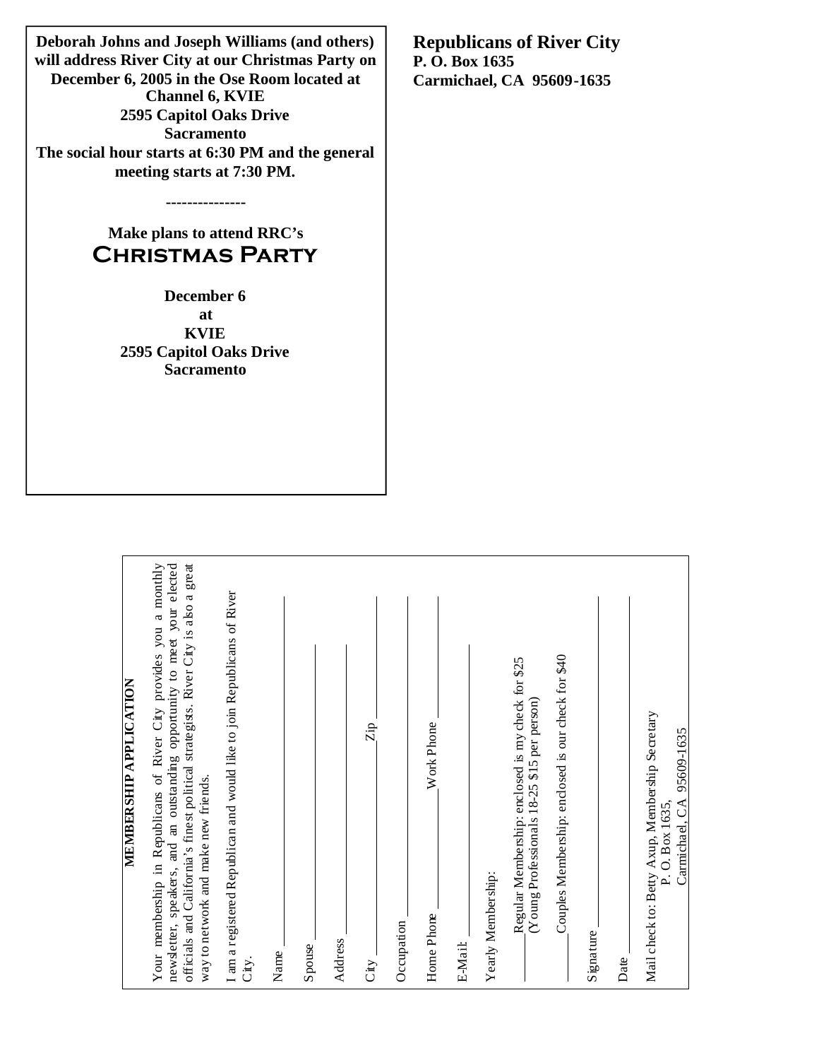**Deborah Johns and Joseph Williams (and others) will address River City at our Christmas Party on December 6, 2005 in the Ose Room located at Channel 6, KVIE**
**2595 Capitol Oaks Drive**
**Sacramento**
**The social hour starts at 6:30 PM and the general meeting starts at 7:30 PM.**

---------------

**Make plans to attend RRC's**

## CHRISTMAS PARTY

**December 6**
**at**
**KVIE**
**2595 Capitol Oaks Drive**
**Sacramento**

**Republicans of River City**
**P. O. Box 1635**
**Carmichael, CA 95609-1635**

**MEMBERSHIP APPLICATION**

Your membership in Republicans of River City provides you a monthly newsletter, speakers, and an outstanding opportunity to meet your elected officials and California's finest political strategists. River City is also a great way to network and make new friends.

I am a registered Republican and would like to join Republicans of River City.

Name ____________________

Spouse ____________________

Address ____________________

City ____________ Zip ________

Occupation ____________________

Home Phone ____________ Work Phone ____________

E-Mail: ____________________

Yearly Membership:

____ Regular Membership: enclosed is my check for $25
(Young Professionals 18-25 $15 per person)

____ Couples Membership: enclosed is our check for $40

Signature ____________________

Date ____________________

Mail check to: Betty Axup, Membership Secretary
P. O. Box 1635,
Carmichael, CA 95609-1635